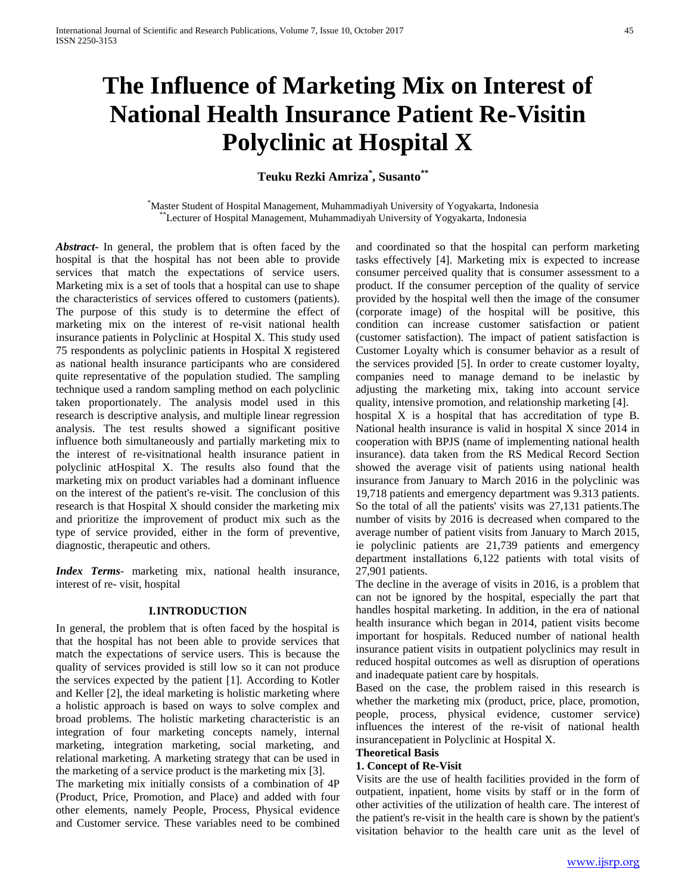# The Influence of Marketing Mix on Interest of National Health Insurance Patient Re-Visitin Polyclinic at Hospital X

**Teuku Rezki Amriza[*], Susanto[**]**

[*]Master Student of Hospital Management, Muhammadiyah University of Yogyakarta, Indonesia
[**]Lecturer of Hospital Management, Muhammadiyah University of Yogyakarta, Indonesia

***Abstract***- In general, the problem that is often faced by the hospital is that the hospital has not been able to provide services that match the expectations of service users. Marketing mix is a set of tools that a hospital can use to shape the characteristics of services offered to customers (patients). The purpose of this study is to determine the effect of marketing mix on the interest of re-visit national health insurance patients in Polyclinic at Hospital X. This study used 75 respondents as polyclinic patients in Hospital X registered as national health insurance participants who are considered quite representative of the population studied. The sampling technique used a random sampling method on each polyclinic taken proportionately. The analysis model used in this research is descriptive analysis, and multiple linear regression analysis. The test results showed a significant positive influence both simultaneously and partially marketing mix to the interest of re-visitnational health insurance patient in polyclinic atHospital X. The results also found that the marketing mix on product variables had a dominant influence on the interest of the patient's re-visit. The conclusion of this research is that Hospital X should consider the marketing mix and prioritize the improvement of product mix such as the type of service provided, either in the form of preventive, diagnostic, therapeutic and others.

***Index Terms***- marketing mix, national health insurance, interest of re- visit, hospital

## I.INTRODUCTION

In general, the problem that is often faced by the hospital is that the hospital has not been able to provide services that match the expectations of service users. This is because the quality of services provided is still low so it can not produce the services expected by the patient [1]. According to Kotler and Keller [2], the ideal marketing is holistic marketing where a holistic approach is based on ways to solve complex and broad problems. The holistic marketing characteristic is an integration of four marketing concepts namely, internal marketing, integration marketing, social marketing, and relational marketing. A marketing strategy that can be used in the marketing of a service product is the marketing mix [3].

The marketing mix initially consists of a combination of 4P (Product, Price, Promotion, and Place) and added with four other elements, namely People, Process, Physical evidence and Customer service. These variables need to be combined and coordinated so that the hospital can perform marketing tasks effectively [4]. Marketing mix is expected to increase consumer perceived quality that is consumer assessment to a product. If the consumer perception of the quality of service provided by the hospital well then the image of the consumer (corporate image) of the hospital will be positive, this condition can increase customer satisfaction or patient (customer satisfaction). The impact of patient satisfaction is Customer Loyalty which is consumer behavior as a result of the services provided [5]. In order to create customer loyalty, companies need to manage demand to be inelastic by adjusting the marketing mix, taking into account service quality, intensive promotion, and relationship marketing [4].

hospital X is a hospital that has accreditation of type B. National health insurance is valid in hospital X since 2014 in cooperation with BPJS (name of implementing national health insurance). data taken from the RS Medical Record Section showed the average visit of patients using national health insurance from January to March 2016 in the polyclinic was 19,718 patients and emergency department was 9.313 patients. So the total of all the patients' visits was 27,131 patients.The number of visits by 2016 is decreased when compared to the average number of patient visits from January to March 2015, ie polyclinic patients are 21,739 patients and emergency department installations 6,122 patients with total visits of 27,901 patients.

The decline in the average of visits in 2016, is a problem that can not be ignored by the hospital, especially the part that handles hospital marketing. In addition, in the era of national health insurance which began in 2014, patient visits become important for hospitals. Reduced number of national health insurance patient visits in outpatient polyclinics may result in reduced hospital outcomes as well as disruption of operations and inadequate patient care by hospitals.

Based on the case, the problem raised in this research is whether the marketing mix (product, price, place, promotion, people, process, physical evidence, customer service) influences the interest of the re-visit of national health insurancepatient in Polyclinic at Hospital X.

### Theoretical Basis

#### 1. Concept of Re-Visit

Visits are the use of health facilities provided in the form of outpatient, inpatient, home visits by staff or in the form of other activities of the utilization of health care. The interest of the patient's re-visit in the health care is shown by the patient's visitation behavior to the health care unit as the level of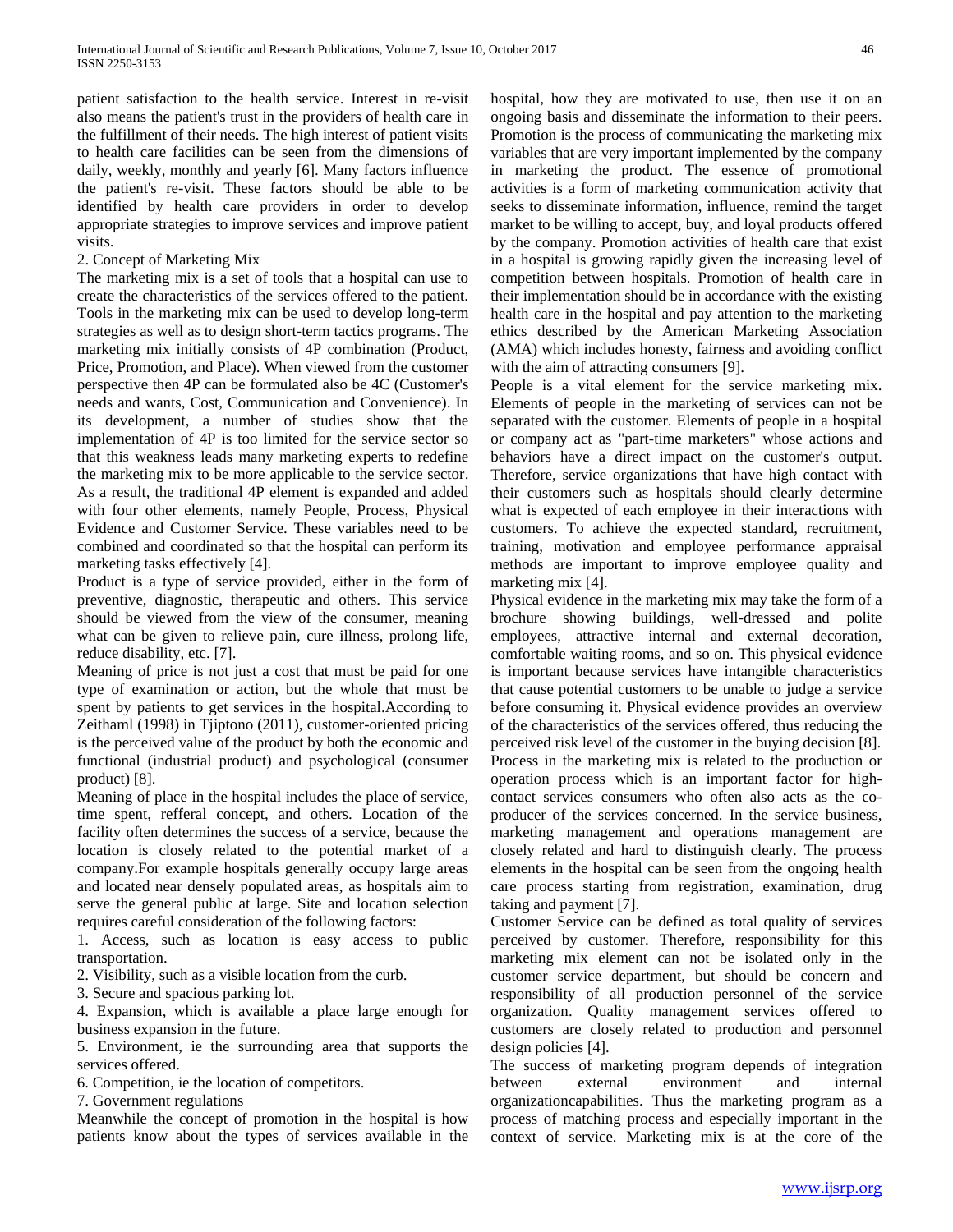patient satisfaction to the health service. Interest in re-visit also means the patient's trust in the providers of health care in the fulfillment of their needs. The high interest of patient visits to health care facilities can be seen from the dimensions of daily, weekly, monthly and yearly [6]. Many factors influence the patient's re-visit. These factors should be able to be identified by health care providers in order to develop appropriate strategies to improve services and improve patient visits.

2. Concept of Marketing Mix

The marketing mix is a set of tools that a hospital can use to create the characteristics of the services offered to the patient. Tools in the marketing mix can be used to develop long-term strategies as well as to design short-term tactics programs. The marketing mix initially consists of 4P combination (Product, Price, Promotion, and Place). When viewed from the customer perspective then 4P can be formulated also be 4C (Customer's needs and wants, Cost, Communication and Convenience). In its development, a number of studies show that the implementation of 4P is too limited for the service sector so that this weakness leads many marketing experts to redefine the marketing mix to be more applicable to the service sector. As a result, the traditional 4P element is expanded and added with four other elements, namely People, Process, Physical Evidence and Customer Service. These variables need to be combined and coordinated so that the hospital can perform its marketing tasks effectively [4].

Product is a type of service provided, either in the form of preventive, diagnostic, therapeutic and others. This service should be viewed from the view of the consumer, meaning what can be given to relieve pain, cure illness, prolong life, reduce disability, etc. [7].

Meaning of price is not just a cost that must be paid for one type of examination or action, but the whole that must be spent by patients to get services in the hospital.According to Zeithaml (1998) in Tjiptono (2011), customer-oriented pricing is the perceived value of the product by both the economic and functional (industrial product) and psychological (consumer product) [8].

Meaning of place in the hospital includes the place of service, time spent, refferal concept, and others. Location of the facility often determines the success of a service, because the location is closely related to the potential market of a company.For example hospitals generally occupy large areas and located near densely populated areas, as hospitals aim to serve the general public at large. Site and location selection requires careful consideration of the following factors:

1. Access, such as location is easy access to public transportation.
2. Visibility, such as a visible location from the curb.
3. Secure and spacious parking lot.
4. Expansion, which is available a place large enough for business expansion in the future.
5. Environment, ie the surrounding area that supports the services offered.
6. Competition, ie the location of competitors.
7. Government regulations

Meanwhile the concept of promotion in the hospital is how patients know about the types of services available in the hospital, how they are motivated to use, then use it on an ongoing basis and disseminate the information to their peers. Promotion is the process of communicating the marketing mix variables that are very important implemented by the company in marketing the product. The essence of promotional activities is a form of marketing communication activity that seeks to disseminate information, influence, remind the target market to be willing to accept, buy, and loyal products offered by the company. Promotion activities of health care that exist in a hospital is growing rapidly given the increasing level of competition between hospitals. Promotion of health care in their implementation should be in accordance with the existing health care in the hospital and pay attention to the marketing ethics described by the American Marketing Association (AMA) which includes honesty, fairness and avoiding conflict with the aim of attracting consumers [9].

People is a vital element for the service marketing mix. Elements of people in the marketing of services can not be separated with the customer. Elements of people in a hospital or company act as "part-time marketers" whose actions and behaviors have a direct impact on the customer's output. Therefore, service organizations that have high contact with their customers such as hospitals should clearly determine what is expected of each employee in their interactions with customers. To achieve the expected standard, recruitment, training, motivation and employee performance appraisal methods are important to improve employee quality and marketing mix [4].

Physical evidence in the marketing mix may take the form of a brochure showing buildings, well-dressed and polite employees, attractive internal and external decoration, comfortable waiting rooms, and so on. This physical evidence is important because services have intangible characteristics that cause potential customers to be unable to judge a service before consuming it. Physical evidence provides an overview of the characteristics of the services offered, thus reducing the perceived risk level of the customer in the buying decision [8].

Process in the marketing mix is related to the production or operation process which is an important factor for high-contact services consumers who often also acts as the co-producer of the services concerned. In the service business, marketing management and operations management are closely related and hard to distinguish clearly. The process elements in the hospital can be seen from the ongoing health care process starting from registration, examination, drug taking and payment [7].

Customer Service can be defined as total quality of services perceived by customer. Therefore, responsibility for this marketing mix element can not be isolated only in the customer service department, but should be concern and responsibility of all production personnel of the service organization. Quality management services offered to customers are closely related to production and personnel design policies [4].

The success of marketing program depends of integration between external environment and internal organizationcapabilities. Thus the marketing program as a process of matching process and especially important in the context of service. Marketing mix is at the core of the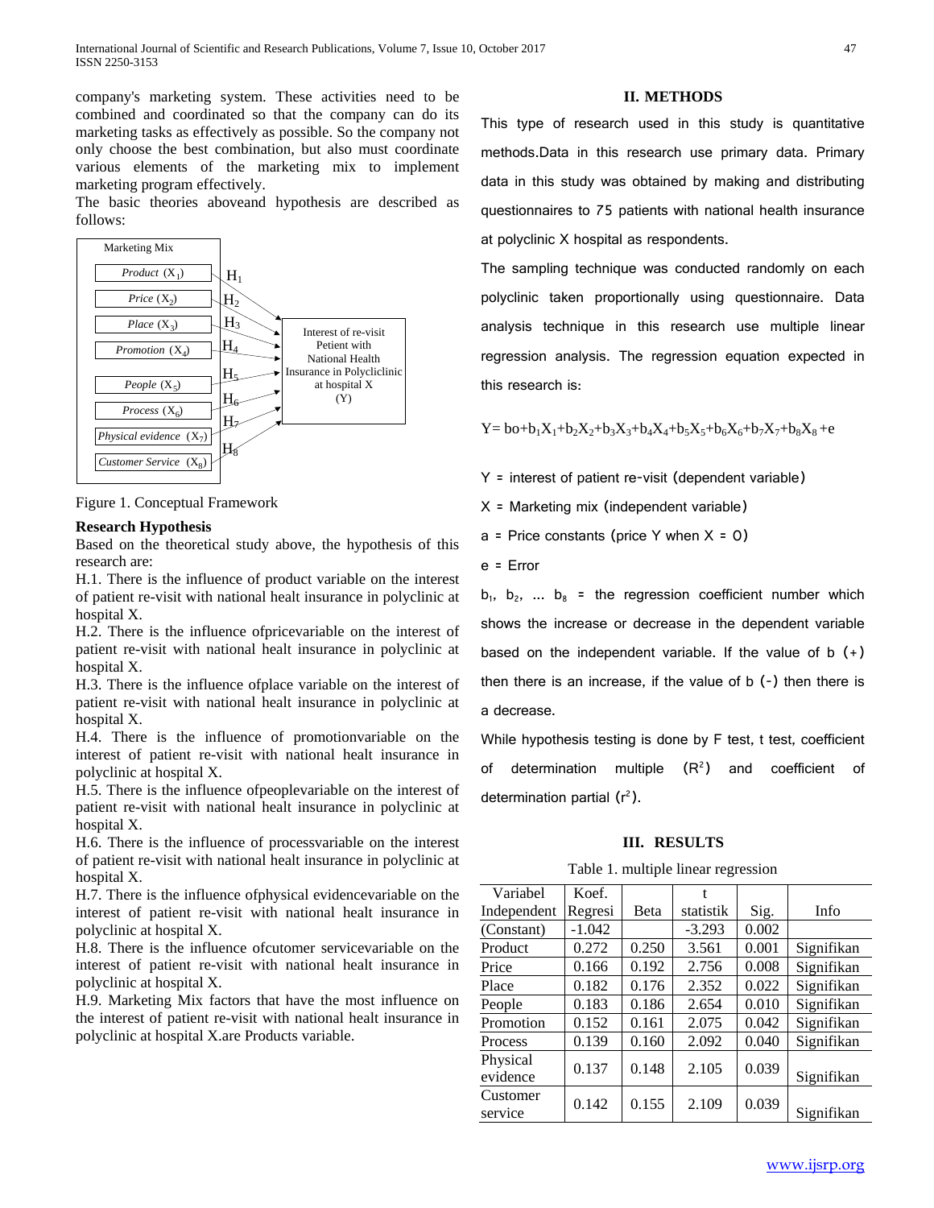company's marketing system. These activities need to be combined and coordinated so that the company can do its marketing tasks as effectively as possible. So the company not only choose the best combination, but also must coordinate various elements of the marketing mix to implement marketing program effectively.

The basic theories aboveand hypothesis are described as follows:

Marketing Mix

*Product* ($X_1$) — $H_1$
*Price* ($X_2$) — $H_2$
*Place* ($X_3$) — $H_3$
*Promotion* ($X_4$) — $H_4$
*People* ($X_5$) — $H_5$
*Process* ($X_6$) — $H_6$
*Physical evidence* ($X_7$) — $H_7$
*Customer Service* ($X_8$) — $H_8$

Interest of re-visit Petient with National Health Insurance in Polycliclinic at hospital X (Y)

Figure 1. Conceptual Framework

**Research Hypothesis**

Based on the theoretical study above, the hypothesis of this research are:

H.1. There is the influence of product variable on the interest of patient re-visit with national healt insurance in polyclinic at hospital X.

H.2. There is the influence ofpricevariable on the interest of patient re-visit with national healt insurance in polyclinic at hospital X.

H.3. There is the influence ofplace variable on the interest of patient re-visit with national healt insurance in polyclinic at hospital X.

H.4. There is the influence of promotionvariable on the interest of patient re-visit with national healt insurance in polyclinic at hospital X.

H.5. There is the influence ofpeoplevariable on the interest of patient re-visit with national healt insurance in polyclinic at hospital X.

H.6. There is the influence of processvariable on the interest of patient re-visit with national healt insurance in polyclinic at hospital X.

H.7. There is the influence ofphysical evidencevariable on the interest of patient re-visit with national healt insurance in polyclinic at hospital X.

H.8. There is the influence ofcutomer servicevariable on the interest of patient re-visit with national healt insurance in polyclinic at hospital X.

H.9. Marketing Mix factors that have the most influence on the interest of patient re-visit with national healt insurance in polyclinic at hospital X.are Products variable.

## II. METHODS

This type of research used in this study is quantitative methods.Data in this research use primary data. Primary data in this study was obtained by making and distributing questionnaires to 75 patients with national health insurance at polyclinic X hospital as respondents.

The sampling technique was conducted randomly on each polyclinic taken proportionally using questionnaire. Data analysis technique in this research use multiple linear regression analysis. The regression equation expected in this research is:

$$Y = bo + b_1X_1 + b_2X_2 + b_3X_3 + b_4X_4 + b_5X_5 + b_6X_6 + b_7X_7 + b_8X_8 + e$$

Y = interest of patient re-visit (dependent variable)

X = Marketing mix (independent variable)

a = Price constants (price Y when X = 0)

e = Error

$b_1$, $b_2$, ... $b_8$ = the regression coefficient number which shows the increase or decrease in the dependent variable based on the independent variable. If the value of b (+) then there is an increase, if the value of b (-) then there is a decrease.

While hypothesis testing is done by F test, t test, coefficient of determination multiple ($R^2$) and coefficient of determination partial ($r^2$).

## III. RESULTS

Table 1. multiple linear regression

| Variabel Independent | Koef. Regresi | Beta | t statistik | Sig. | Info |
|---|---|---|---|---|---|
| (Constant) | -1.042 | | -3.293 | 0.002 | |
| Product | 0.272 | 0.250 | 3.561 | 0.001 | Signifikan |
| Price | 0.166 | 0.192 | 2.756 | 0.008 | Signifikan |
| Place | 0.182 | 0.176 | 2.352 | 0.022 | Signifikan |
| People | 0.183 | 0.186 | 2.654 | 0.010 | Signifikan |
| Promotion | 0.152 | 0.161 | 2.075 | 0.042 | Signifikan |
| Process | 0.139 | 0.160 | 2.092 | 0.040 | Signifikan |
| Physical evidence | 0.137 | 0.148 | 2.105 | 0.039 | Signifikan |
| Customer service | 0.142 | 0.155 | 2.109 | 0.039 | Signifikan |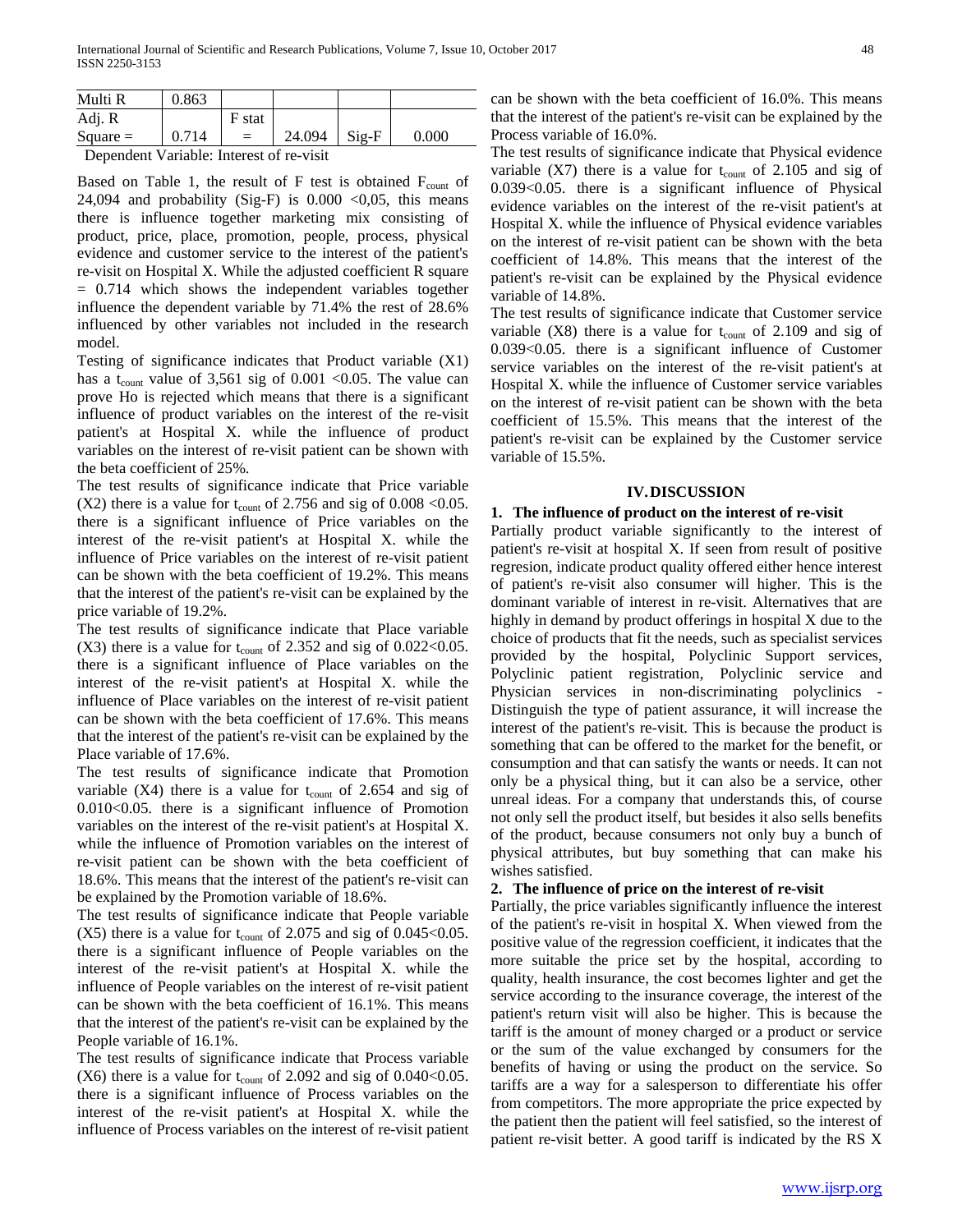| Multi R | 0.863 | | | | |
|---|---|---|---|---|---|
| Adj. R | | F stat | | | |
| Square = | 0.714 | = | 24.094 | Sig-F | 0.000 |

Dependent Variable: Interest of re-visit

Based on Table 1, the result of F test is obtained $F_{count}$ of 24,094 and probability (Sig-F) is 0.000 <0,05, this means there is influence together marketing mix consisting of product, price, place, promotion, people, process, physical evidence and customer service to the interest of the patient's re-visit on Hospital X. While the adjusted coefficient R square = 0.714 which shows the independent variables together influence the dependent variable by 71.4% the rest of 28.6% influenced by other variables not included in the research model.

Testing of significance indicates that Product variable (X1) has a $t_{count}$ value of 3,561 sig of 0.001 <0.05. The value can prove Ho is rejected which means that there is a significant influence of product variables on the interest of the re-visit patient's at Hospital X. while the influence of product variables on the interest of re-visit patient can be shown with the beta coefficient of 25%.

The test results of significance indicate that Price variable (X2) there is a value for $t_{count}$ of 2.756 and sig of 0.008 <0.05. there is a significant influence of Price variables on the interest of the re-visit patient's at Hospital X. while the influence of Price variables on the interest of re-visit patient can be shown with the beta coefficient of 19.2%. This means that the interest of the patient's re-visit can be explained by the price variable of 19.2%.

The test results of significance indicate that Place variable (X3) there is a value for $t_{count}$ of 2.352 and sig of 0.022<0.05. there is a significant influence of Place variables on the interest of the re-visit patient's at Hospital X. while the influence of Place variables on the interest of re-visit patient can be shown with the beta coefficient of 17.6%. This means that the interest of the patient's re-visit can be explained by the Place variable of 17.6%.

The test results of significance indicate that Promotion variable (X4) there is a value for $t_{count}$ of 2.654 and sig of 0.010<0.05. there is a significant influence of Promotion variables on the interest of the re-visit patient's at Hospital X. while the influence of Promotion variables on the interest of re-visit patient can be shown with the beta coefficient of 18.6%. This means that the interest of the patient's re-visit can be explained by the Promotion variable of 18.6%.

The test results of significance indicate that People variable (X5) there is a value for $t_{count}$ of 2.075 and sig of 0.045<0.05. there is a significant influence of People variables on the interest of the re-visit patient's at Hospital X. while the influence of People variables on the interest of re-visit patient can be shown with the beta coefficient of 16.1%. This means that the interest of the patient's re-visit can be explained by the People variable of 16.1%.

The test results of significance indicate that Process variable (X6) there is a value for $t_{count}$ of 2.092 and sig of 0.040<0.05. there is a significant influence of Process variables on the interest of the re-visit patient's at Hospital X. while the influence of Process variables on the interest of re-visit patient can be shown with the beta coefficient of 16.0%. This means that the interest of the patient's re-visit can be explained by the Process variable of 16.0%.

The test results of significance indicate that Physical evidence variable (X7) there is a value for $t_{count}$ of 2.105 and sig of 0.039<0.05. there is a significant influence of Physical evidence variables on the interest of the re-visit patient's at Hospital X. while the influence of Physical evidence variables on the interest of re-visit patient can be shown with the beta coefficient of 14.8%. This means that the interest of the patient's re-visit can be explained by the Physical evidence variable of 14.8%.

The test results of significance indicate that Customer service variable (X8) there is a value for $t_{count}$ of 2.109 and sig of 0.039<0.05. there is a significant influence of Customer service variables on the interest of the re-visit patient's at Hospital X. while the influence of Customer service variables on the interest of re-visit patient can be shown with the beta coefficient of 15.5%. This means that the interest of the patient's re-visit can be explained by the Customer service variable of 15.5%.

## IV. DISCUSSION

### 1. The influence of product on the interest of re-visit

Partially product variable significantly to the interest of patient's re-visit at hospital X. If seen from result of positive regresion, indicate product quality offered either hence interest of patient's re-visit also consumer will higher. This is the dominant variable of interest in re-visit. Alternatives that are highly in demand by product offerings in hospital X due to the choice of products that fit the needs, such as specialist services provided by the hospital, Polyclinic Support services, Polyclinic patient registration, Polyclinic service and Physician services in non-discriminating polyclinics - Distinguish the type of patient assurance, it will increase the interest of the patient's re-visit. This is because the product is something that can be offered to the market for the benefit, or consumption and that can satisfy the wants or needs. It can not only be a physical thing, but it can also be a service, other unreal ideas. For a company that understands this, of course not only sell the product itself, but besides it also sells benefits of the product, because consumers not only buy a bunch of physical attributes, but buy something that can make his wishes satisfied.

### 2. The influence of price on the interest of re-visit

Partially, the price variables significantly influence the interest of the patient's re-visit in hospital X. When viewed from the positive value of the regression coefficient, it indicates that the more suitable the price set by the hospital, according to quality, health insurance, the cost becomes lighter and get the service according to the insurance coverage, the interest of the patient's return visit will also be higher. This is because the tariff is the amount of money charged or a product or service or the sum of the value exchanged by consumers for the benefits of having or using the product on the service. So tariffs are a way for a salesperson to differentiate his offer from competitors. The more appropriate the price expected by the patient then the patient will feel satisfied, so the interest of patient re-visit better. A good tariff is indicated by the RS X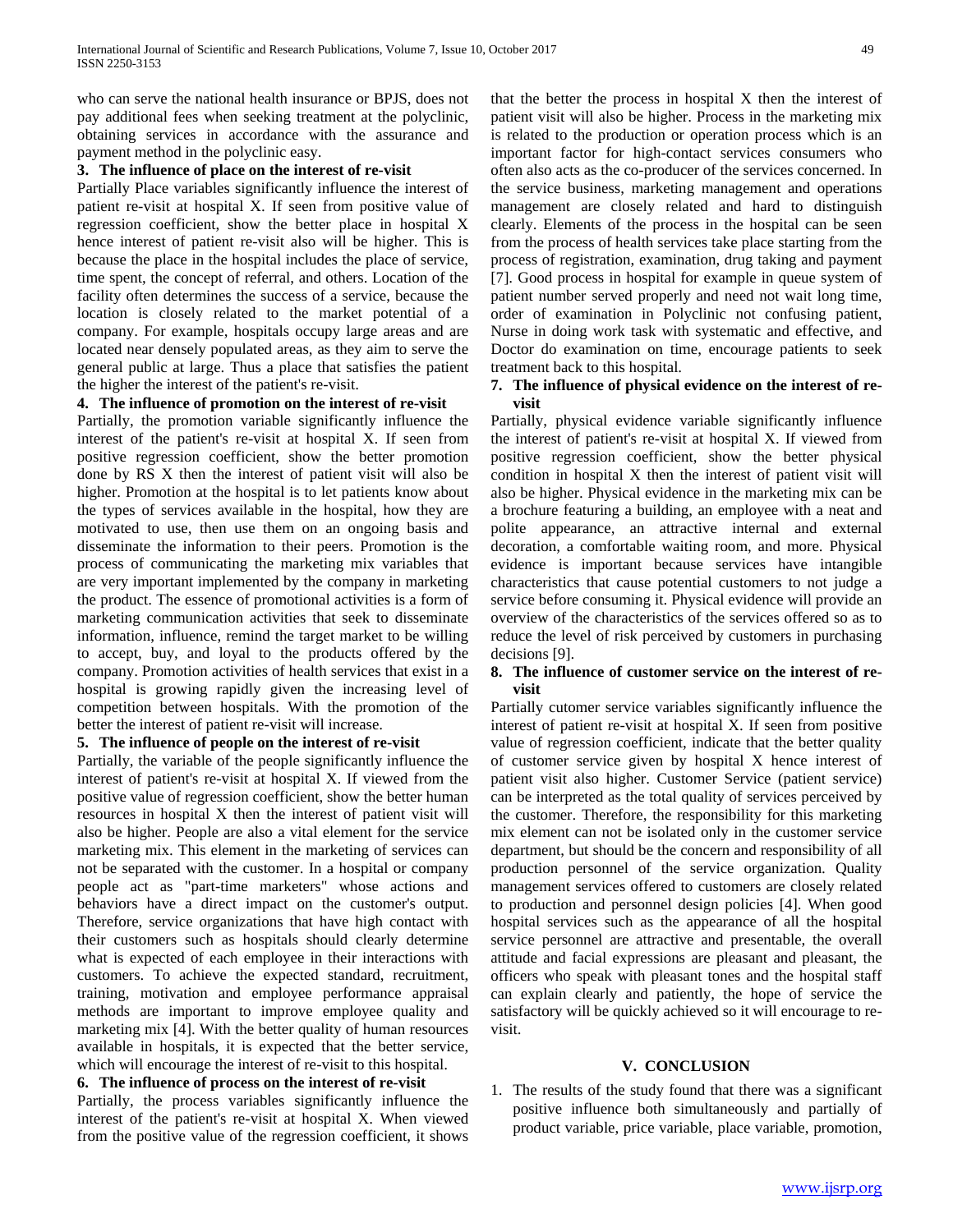who can serve the national health insurance or BPJS, does not pay additional fees when seeking treatment at the polyclinic, obtaining services in accordance with the assurance and payment method in the polyclinic easy.

**3. The influence of place on the interest of re-visit**

Partially Place variables significantly influence the interest of patient re-visit at hospital X. If seen from positive value of regression coefficient, show the better place in hospital X hence interest of patient re-visit also will be higher. This is because the place in the hospital includes the place of service, time spent, the concept of referral, and others. Location of the facility often determines the success of a service, because the location is closely related to the market potential of a company. For example, hospitals occupy large areas and are located near densely populated areas, as they aim to serve the general public at large. Thus a place that satisfies the patient the higher the interest of the patient's re-visit.

**4. The influence of promotion on the interest of re-visit**

Partially, the promotion variable significantly influence the interest of the patient's re-visit at hospital X. If seen from positive regression coefficient, show the better promotion done by RS X then the interest of patient visit will also be higher. Promotion at the hospital is to let patients know about the types of services available in the hospital, how they are motivated to use, then use them on an ongoing basis and disseminate the information to their peers. Promotion is the process of communicating the marketing mix variables that are very important implemented by the company in marketing the product. The essence of promotional activities is a form of marketing communication activities that seek to disseminate information, influence, remind the target market to be willing to accept, buy, and loyal to the products offered by the company. Promotion activities of health services that exist in a hospital is growing rapidly given the increasing level of competition between hospitals. With the promotion of the better the interest of patient re-visit will increase.

**5. The influence of people on the interest of re-visit**

Partially, the variable of the people significantly influence the interest of patient's re-visit at hospital X. If viewed from the positive value of regression coefficient, show the better human resources in hospital X then the interest of patient visit will also be higher. People are also a vital element for the service marketing mix. This element in the marketing of services can not be separated with the customer. In a hospital or company people act as "part-time marketers" whose actions and behaviors have a direct impact on the customer's output. Therefore, service organizations that have high contact with their customers such as hospitals should clearly determine what is expected of each employee in their interactions with customers. To achieve the expected standard, recruitment, training, motivation and employee performance appraisal methods are important to improve employee quality and marketing mix [4]. With the better quality of human resources available in hospitals, it is expected that the better service, which will encourage the interest of re-visit to this hospital.

**6. The influence of process on the interest of re-visit**

Partially, the process variables significantly influence the interest of the patient's re-visit at hospital X. When viewed from the positive value of the regression coefficient, it shows that the better the process in hospital X then the interest of patient visit will also be higher. Process in the marketing mix is related to the production or operation process which is an important factor for high-contact services consumers who often also acts as the co-producer of the services concerned. In the service business, marketing management and operations management are closely related and hard to distinguish clearly. Elements of the process in the hospital can be seen from the process of health services take place starting from the process of registration, examination, drug taking and payment [7]. Good process in hospital for example in queue system of patient number served properly and need not wait long time, order of examination in Polyclinic not confusing patient, Nurse in doing work task with systematic and effective, and Doctor do examination on time, encourage patients to seek treatment back to this hospital.

**7. The influence of physical evidence on the interest of re-visit**

Partially, physical evidence variable significantly influence the interest of patient's re-visit at hospital X. If viewed from positive regression coefficient, show the better physical condition in hospital X then the interest of patient visit will also be higher. Physical evidence in the marketing mix can be a brochure featuring a building, an employee with a neat and polite appearance, an attractive internal and external decoration, a comfortable waiting room, and more. Physical evidence is important because services have intangible characteristics that cause potential customers to not judge a service before consuming it. Physical evidence will provide an overview of the characteristics of the services offered so as to reduce the level of risk perceived by customers in purchasing decisions [9].

**8. The influence of customer service on the interest of re-visit**

Partially cutomer service variables significantly influence the interest of patient re-visit at hospital X. If seen from positive value of regression coefficient, indicate that the better quality of customer service given by hospital X hence interest of patient visit also higher. Customer Service (patient service) can be interpreted as the total quality of services perceived by the customer. Therefore, the responsibility for this marketing mix element can not be isolated only in the customer service department, but should be the concern and responsibility of all production personnel of the service organization. Quality management services offered to customers are closely related to production and personnel design policies [4]. When good hospital services such as the appearance of all the hospital service personnel are attractive and presentable, the overall attitude and facial expressions are pleasant and pleasant, the officers who speak with pleasant tones and the hospital staff can explain clearly and patiently, the hope of service the satisfactory will be quickly achieved so it will encourage to re-visit.

## V. CONCLUSION

1. The results of the study found that there was a significant positive influence both simultaneously and partially of product variable, price variable, place variable, promotion,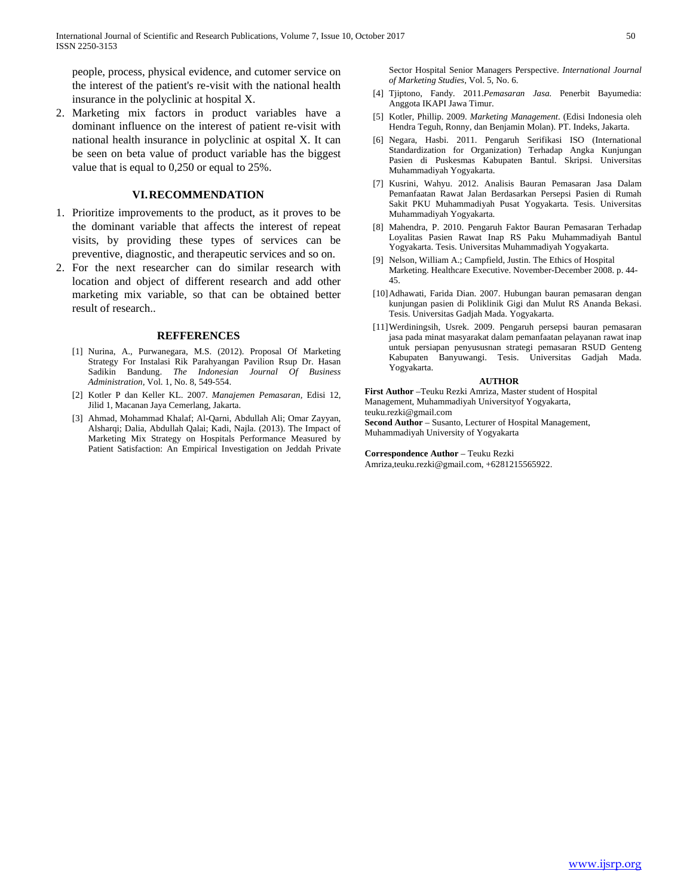people, process, physical evidence, and cutomer service on the interest of the patient's re-visit with the national health insurance in the polyclinic at hospital X.

2. Marketing mix factors in product variables have a dominant influence on the interest of patient re-visit with national health insurance in polyclinic at ospital X. It can be seen on beta value of product variable has the biggest value that is equal to 0,250 or equal to 25%.

## VI. RECOMMENDATION

1. Prioritize improvements to the product, as it proves to be the dominant variable that affects the interest of repeat visits, by providing these types of services can be preventive, diagnostic, and therapeutic services and so on.
2. For the next researcher can do similar research with location and object of different research and add other marketing mix variable, so that can be obtained better result of research..

## REFFERENCES

[1] Nurina, A., Purwanegara, M.S. (2012). Proposal Of Marketing Strategy For Instalasi Rik Parahyangan Pavilion Rsup Dr. Hasan Sadikin Bandung. *The Indonesian Journal Of Business Administration*, Vol. 1, No. 8, 549-554.

[2] Kotler P dan Keller KL. 2007. *Manajemen Pemasaran*, Edisi 12, Jilid 1, Macanan Jaya Cemerlang, Jakarta.

[3] Ahmad, Mohammad Khalaf; Al-Qarni, Abdullah Ali; Omar Zayyan, Alsharqi; Dalia, Abdullah Qalai; Kadi, Najla. (2013). The Impact of Marketing Mix Strategy on Hospitals Performance Measured by Patient Satisfaction: An Empirical Investigation on Jeddah Private Sector Hospital Senior Managers Perspective. *International Journal of Marketing Studies*, Vol. 5, No. 6.

[4] Tjiptono, Fandy. 2011.*Pemasaran Jasa.* Penerbit Bayumedia: Anggota IKAPI Jawa Timur.

[5] Kotler, Phillip. 2009. *Marketing Management*. (Edisi Indonesia oleh Hendra Teguh, Ronny, dan Benjamin Molan). PT. Indeks, Jakarta.

[6] Negara, Hasbi. 2011. Pengaruh Serifikasi ISO (International Standardization for Organization) Terhadap Angka Kunjungan Pasien di Puskesmas Kabupaten Bantul. Skripsi. Universitas Muhammadiyah Yogyakarta.

[7] Kusrini, Wahyu. 2012. Analisis Bauran Pemasaran Jasa Dalam Pemanfaatan Rawat Jalan Berdasarkan Persepsi Pasien di Rumah Sakit PKU Muhammadiyah Pusat Yogyakarta. Tesis. Universitas Muhammadiyah Yogyakarta.

[8] Mahendra, P. 2010. Pengaruh Faktor Bauran Pemasaran Terhadap Loyalitas Pasien Rawat Inap RS Paku Muhammadiyah Bantul Yogyakarta. Tesis. Universitas Muhammadiyah Yogyakarta.

[9] Nelson, William A.; Campfield, Justin. The Ethics of Hospital Marketing. Healthcare Executive. November-December 2008. p. 44-45.

[10] Adhawati, Farida Dian. 2007. Hubungan bauran pemasaran dengan kunjungan pasien di Poliklinik Gigi dan Mulut RS Ananda Bekasi. Tesis. Universitas Gadjah Mada. Yogyakarta.

[11] Werdiningsih, Usrek. 2009. Pengaruh persepsi bauran pemasaran jasa pada minat masyarakat dalam pemanfaatan pelayanan rawat inap untuk persiapan penyususnan strategi pemasaran RSUD Genteng Kabupaten Banyuwangi. Tesis. Universitas Gadjah Mada. Yogyakarta.

### AUTHOR

**First Author** –Teuku Rezki Amriza, Master student of Hospital Management, Muhammadiyah Universityof Yogyakarta, teuku.rezki@gmail.com

**Second Author** – Susanto, Lecturer of Hospital Management, Muhammadiyah University of Yogyakarta

**Correspondence Author** – Teuku Rezki Amriza,teuku.rezki@gmail.com, +6281215565922.